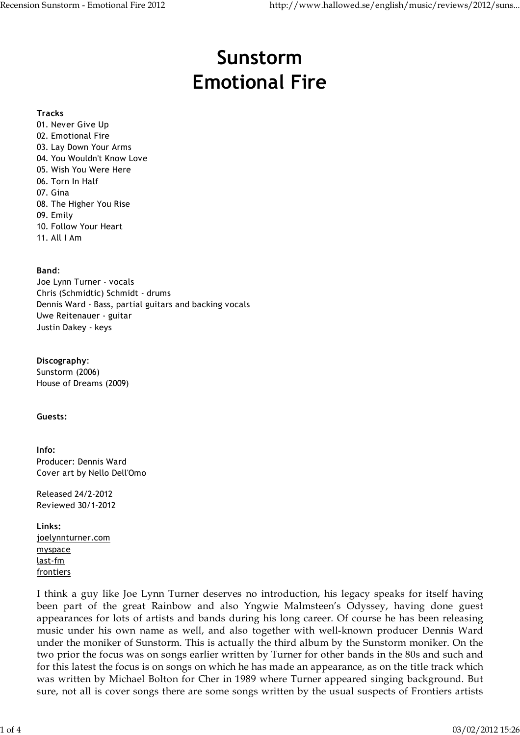# Sunstorm
# Emotional Fire

**Tracks**
01. Never Give Up
02. Emotional Fire
03. Lay Down Your Arms
04. You Wouldn't Know Love
05. Wish You Were Here
06. Torn In Half
07. Gina
08. The Higher You Rise
09. Emily
10. Follow Your Heart
11. All I Am

**Band**:
Joe Lynn Turner - vocals
Chris (Schmidtic) Schmidt - drums
Dennis Ward - Bass, partial guitars and backing vocals
Uwe Reitenauer - guitar
Justin Dakey - keys

**Discography**:
Sunstorm (2006)
House of Dreams (2009)

**Guests:**

**Info:**
Producer: Dennis Ward
Cover art by Nello Dell'Omo

Released 24/2-2012
Reviewed 30/1-2012

**Links:**
joelynnturner.com
myspace
last-fm
frontiers

I think a guy like Joe Lynn Turner deserves no introduction, his legacy speaks for itself having been part of the great Rainbow and also Yngwie Malmsteen's Odyssey, having done guest appearances for lots of artists and bands during his long career. Of course he has been releasing music under his own name as well, and also together with well-known producer Dennis Ward under the moniker of Sunstorm. This is actually the third album by the Sunstorm moniker. On the two prior the focus was on songs earlier written by Turner for other bands in the 80s and such and for this latest the focus is on songs on which he has made an appearance, as on the title track which was written by Michael Bolton for Cher in 1989 where Turner appeared singing background. But sure, not all is cover songs there are some songs written by the usual suspects of Frontiers artists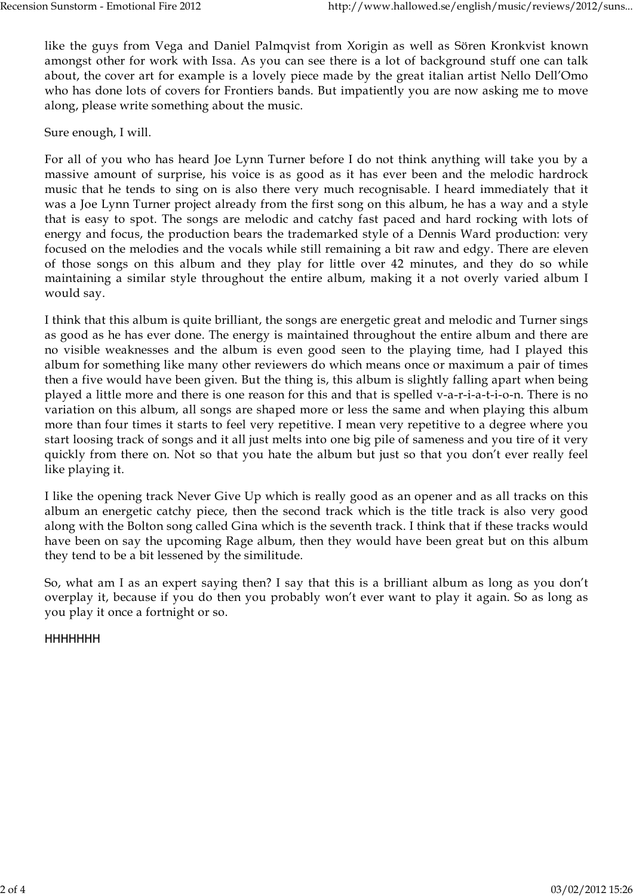like the guys from Vega and Daniel Palmqvist from Xorigin as well as Sören Kronkvist known amongst other for work with Issa. As you can see there is a lot of background stuff one can talk about, the cover art for example is a lovely piece made by the great italian artist Nello Dell'Omo who has done lots of covers for Frontiers bands. But impatiently you are now asking me to move along, please write something about the music.

Sure enough, I will.

For all of you who has heard Joe Lynn Turner before I do not think anything will take you by a massive amount of surprise, his voice is as good as it has ever been and the melodic hardrock music that he tends to sing on is also there very much recognisable. I heard immediately that it was a Joe Lynn Turner project already from the first song on this album, he has a way and a style that is easy to spot. The songs are melodic and catchy fast paced and hard rocking with lots of energy and focus, the production bears the trademarked style of a Dennis Ward production: very focused on the melodies and the vocals while still remaining a bit raw and edgy. There are eleven of those songs on this album and they play for little over 42 minutes, and they do so while maintaining a similar style throughout the entire album, making it a not overly varied album I would say.

I think that this album is quite brilliant, the songs are energetic great and melodic and Turner sings as good as he has ever done. The energy is maintained throughout the entire album and there are no visible weaknesses and the album is even good seen to the playing time, had I played this album for something like many other reviewers do which means once or maximum a pair of times then a five would have been given. But the thing is, this album is slightly falling apart when being played a little more and there is one reason for this and that is spelled v-a-r-i-a-t-i-o-n. There is no variation on this album, all songs are shaped more or less the same and when playing this album more than four times it starts to feel very repetitive. I mean very repetitive to a degree where you start loosing track of songs and it all just melts into one big pile of sameness and you tire of it very quickly from there on. Not so that you hate the album but just so that you don't ever really feel like playing it.

I like the opening track Never Give Up which is really good as an opener and as all tracks on this album an energetic catchy piece, then the second track which is the title track is also very good along with the Bolton song called Gina which is the seventh track. I think that if these tracks would have been on say the upcoming Rage album, then they would have been great but on this album they tend to be a bit lessened by the similitude.

So, what am I as an expert saying then? I say that this is a brilliant album as long as you don't overplay it, because if you do then you probably won't ever want to play it again. So as long as you play it once a fortnight or so.

HHHHHHH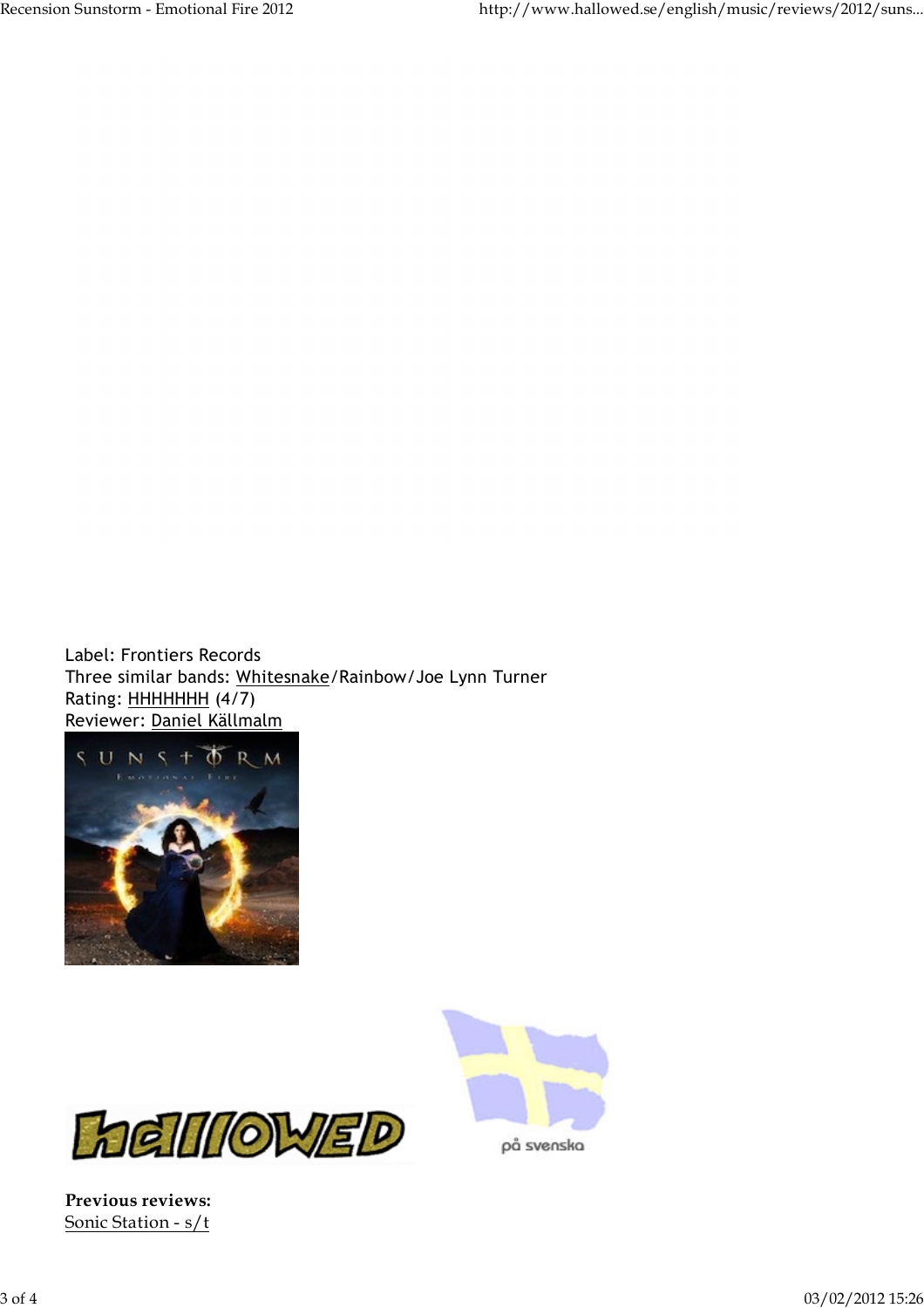Label: Frontiers Records
Three similar bands: Whitesnake/Rainbow/Joe Lynn Turner
Rating: HHHHHHH (4/7)
Reviewer: Daniel Källmalm

på svenska

**Previous reviews:**
Sonic Station - s/t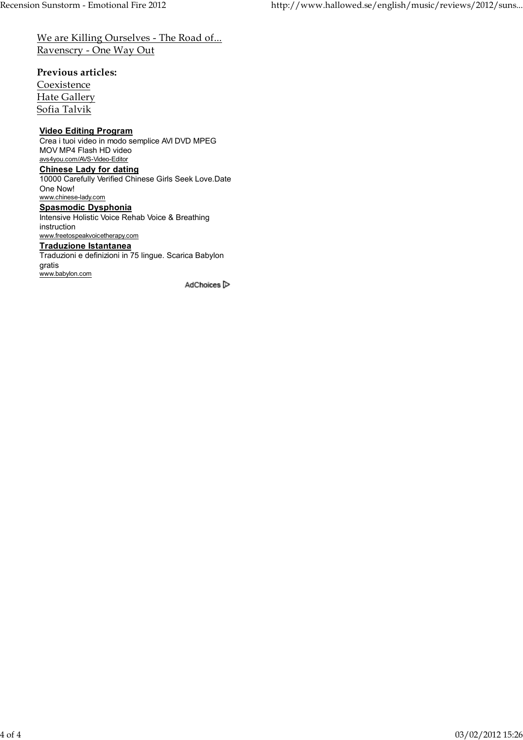[We are Killing Ourselves - The Road of...](#)
[Ravenscry - One Way Out](#)

**Previous articles:**
[Coexistence](#)
[Hate Gallery](#)
[Sofia Talvik](#)

**Video Editing Program**
Crea i tuoi video in modo semplice AVI DVD MPEG MOV MP4 Flash HD video
avs4you.com/AVS-Video-Editor

**Chinese Lady for dating**
10000 Carefully Verified Chinese Girls Seek Love.Date One Now!
www.chinese-lady.com

**Spasmodic Dysphonia**
Intensive Holistic Voice Rehab Voice & Breathing instruction
www.freetospeakvoicetherapy.com

**Traduzione Istantanea**
Traduzioni e definizioni in 75 lingue. Scarica Babylon gratis
www.babylon.com

AdChoices